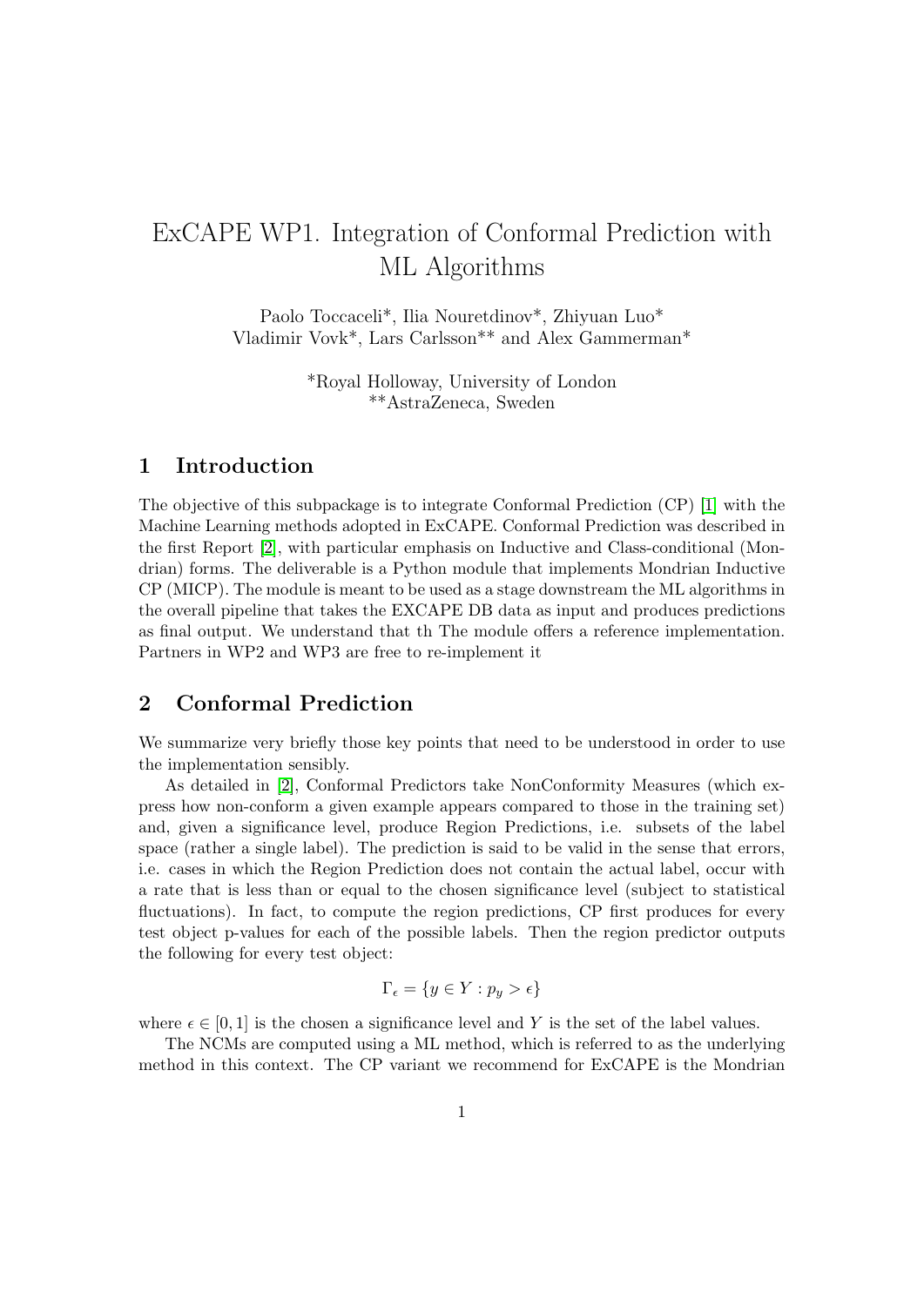# ExCAPE WP1. Integration of Conformal Prediction with ML Algorithms

Paolo Toccaceli*, Ilia Nouretdinov*, Zhiyuan Luo*
Vladimir Vovk*, Lars Carlsson** and Alex Gammerman*

*Royal Holloway, University of London
**AstraZeneca, Sweden

## 1 Introduction

The objective of this subpackage is to integrate Conformal Prediction (CP) [1] with the Machine Learning methods adopted in ExCAPE. Conformal Prediction was described in the first Report [2], with particular emphasis on Inductive and Class-conditional (Mondrian) forms. The deliverable is a Python module that implements Mondrian Inductive CP (MICP). The module is meant to be used as a stage downstream the ML algorithms in the overall pipeline that takes the EXCAPE DB data as input and produces predictions as final output. We understand that th The module offers a reference implementation. Partners in WP2 and WP3 are free to re-implement it

## 2 Conformal Prediction

We summarize very briefly those key points that need to be understood in order to use the implementation sensibly.

As detailed in [2], Conformal Predictors take NonConformity Measures (which express how non-conform a given example appears compared to those in the training set) and, given a significance level, produce Region Predictions, i.e. subsets of the label space (rather a single label). The prediction is said to be valid in the sense that errors, i.e. cases in which the Region Prediction does not contain the actual label, occur with a rate that is less than or equal to the chosen significance level (subject to statistical fluctuations). In fact, to compute the region predictions, CP first produces for every test object p-values for each of the possible labels. Then the region predictor outputs the following for every test object:

$$\Gamma_\epsilon = \{y \in Y : p_y > \epsilon\}$$

where $\epsilon \in [0, 1]$ is the chosen a significance level and $Y$ is the set of the label values.

The NCMs are computed using a ML method, which is referred to as the underlying method in this context. The CP variant we recommend for ExCAPE is the Mondrian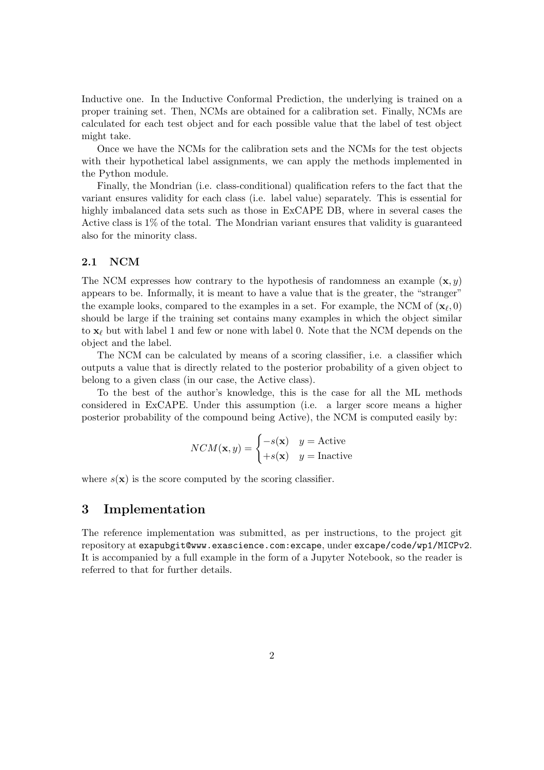Inductive one. In the Inductive Conformal Prediction, the underlying is trained on a proper training set. Then, NCMs are obtained for a calibration set. Finally, NCMs are calculated for each test object and for each possible value that the label of test object might take.

Once we have the NCMs for the calibration sets and the NCMs for the test objects with their hypothetical label assignments, we can apply the methods implemented in the Python module.

Finally, the Mondrian (i.e. class-conditional) qualification refers to the fact that the variant ensures validity for each class (i.e. label value) separately. This is essential for highly imbalanced data sets such as those in ExCAPE DB, where in several cases the Active class is 1% of the total. The Mondrian variant ensures that validity is guaranteed also for the minority class.

### 2.1 NCM

The NCM expresses how contrary to the hypothesis of randomness an example $(\mathbf{x}, y)$ appears to be. Informally, it is meant to have a value that is the greater, the "stranger" the example looks, compared to the examples in a set. For example, the NCM of $(\mathbf{x}_\ell, 0)$ should be large if the training set contains many examples in which the object similar to $\mathbf{x}_\ell$ but with label 1 and few or none with label 0. Note that the NCM depends on the object and the label.

The NCM can be calculated by means of a scoring classifier, i.e. a classifier which outputs a value that is directly related to the posterior probability of a given object to belong to a given class (in our case, the Active class).

To the best of the author's knowledge, this is the case for all the ML methods considered in ExCAPE. Under this assumption (i.e. a larger score means a higher posterior probability of the compound being Active), the NCM is computed easily by:

$$NCM(\mathbf{x}, y) = \begin{cases} -s(\mathbf{x}) & y = \text{Active} \\ +s(\mathbf{x}) & y = \text{Inactive} \end{cases}$$

where $s(\mathbf{x})$ is the score computed by the scoring classifier.

## 3 Implementation

The reference implementation was submitted, as per instructions, to the project git repository at `exapubgit@www.exascience.com:excape`, under `excape/code/wp1/MICPv2`. It is accompanied by a full example in the form of a Jupyter Notebook, so the reader is referred to that for further details.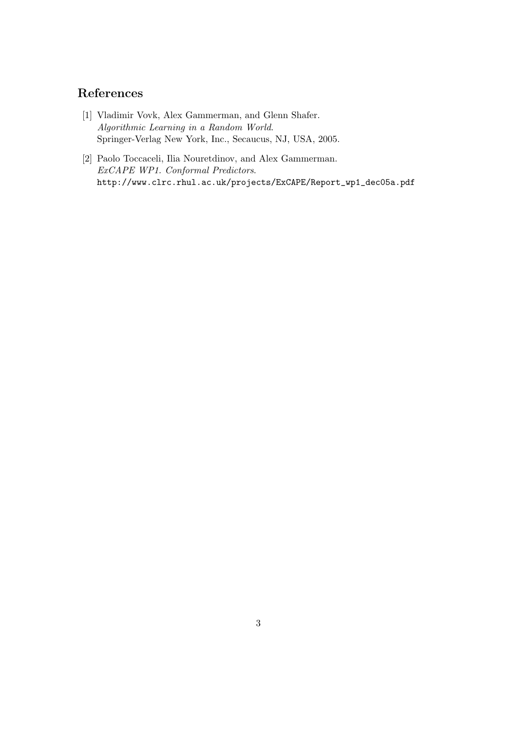## References

[1] Vladimir Vovk, Alex Gammerman, and Glenn Shafer.
*Algorithmic Learning in a Random World.*
Springer-Verlag New York, Inc., Secaucus, NJ, USA, 2005.

[2] Paolo Toccaceli, Ilia Nouretdinov, and Alex Gammerman.
*ExCAPE WP1. Conformal Predictors.*
`http://www.clrc.rhul.ac.uk/projects/ExCAPE/Report_wp1_dec05a.pdf`